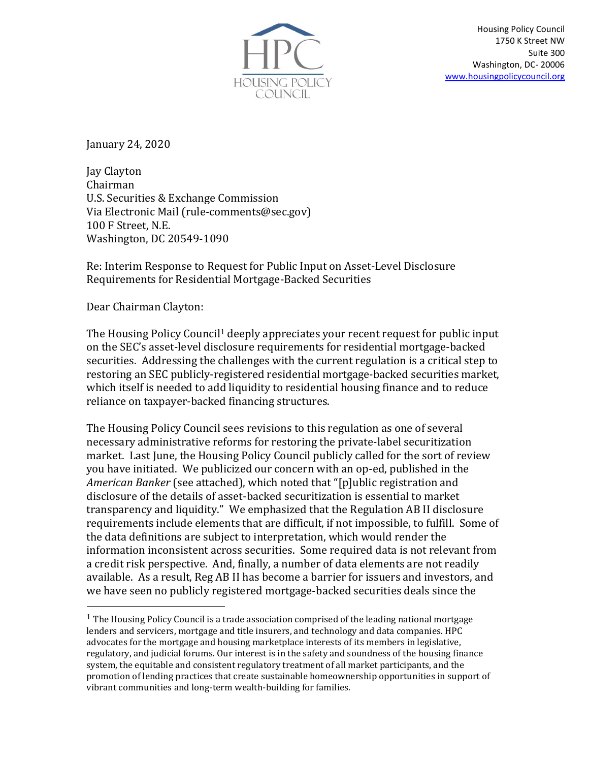Housing Policy Council
1750 K Street NW
Suite 300
Washington, DC- 20006
www.housingpolicycouncil.org

January 24, 2020

Jay Clayton
Chairman
U.S. Securities & Exchange Commission
Via Electronic Mail (rule-comments@sec.gov)
100 F Street, N.E.
Washington, DC 20549-1090

Re: Interim Response to Request for Public Input on Asset-Level Disclosure Requirements for Residential Mortgage-Backed Securities

Dear Chairman Clayton:

The Housing Policy Council[1] deeply appreciates your recent request for public input on the SEC's asset-level disclosure requirements for residential mortgage-backed securities. Addressing the challenges with the current regulation is a critical step to restoring an SEC publicly-registered residential mortgage-backed securities market, which itself is needed to add liquidity to residential housing finance and to reduce reliance on taxpayer-backed financing structures.

The Housing Policy Council sees revisions to this regulation as one of several necessary administrative reforms for restoring the private-label securitization market. Last June, the Housing Policy Council publicly called for the sort of review you have initiated. We publicized our concern with an op-ed, published in the *American Banker* (see attached), which noted that "[p]ublic registration and disclosure of the details of asset-backed securitization is essential to market transparency and liquidity." We emphasized that the Regulation AB II disclosure requirements include elements that are difficult, if not impossible, to fulfill. Some of the data definitions are subject to interpretation, which would render the information inconsistent across securities. Some required data is not relevant from a credit risk perspective. And, finally, a number of data elements are not readily available. As a result, Reg AB II has become a barrier for issuers and investors, and we have seen no publicly registered mortgage-backed securities deals since the

[1] The Housing Policy Council is a trade association comprised of the leading national mortgage lenders and servicers, mortgage and title insurers, and technology and data companies. HPC advocates for the mortgage and housing marketplace interests of its members in legislative, regulatory, and judicial forums. Our interest is in the safety and soundness of the housing finance system, the equitable and consistent regulatory treatment of all market participants, and the promotion of lending practices that create sustainable homeownership opportunities in support of vibrant communities and long-term wealth-building for families.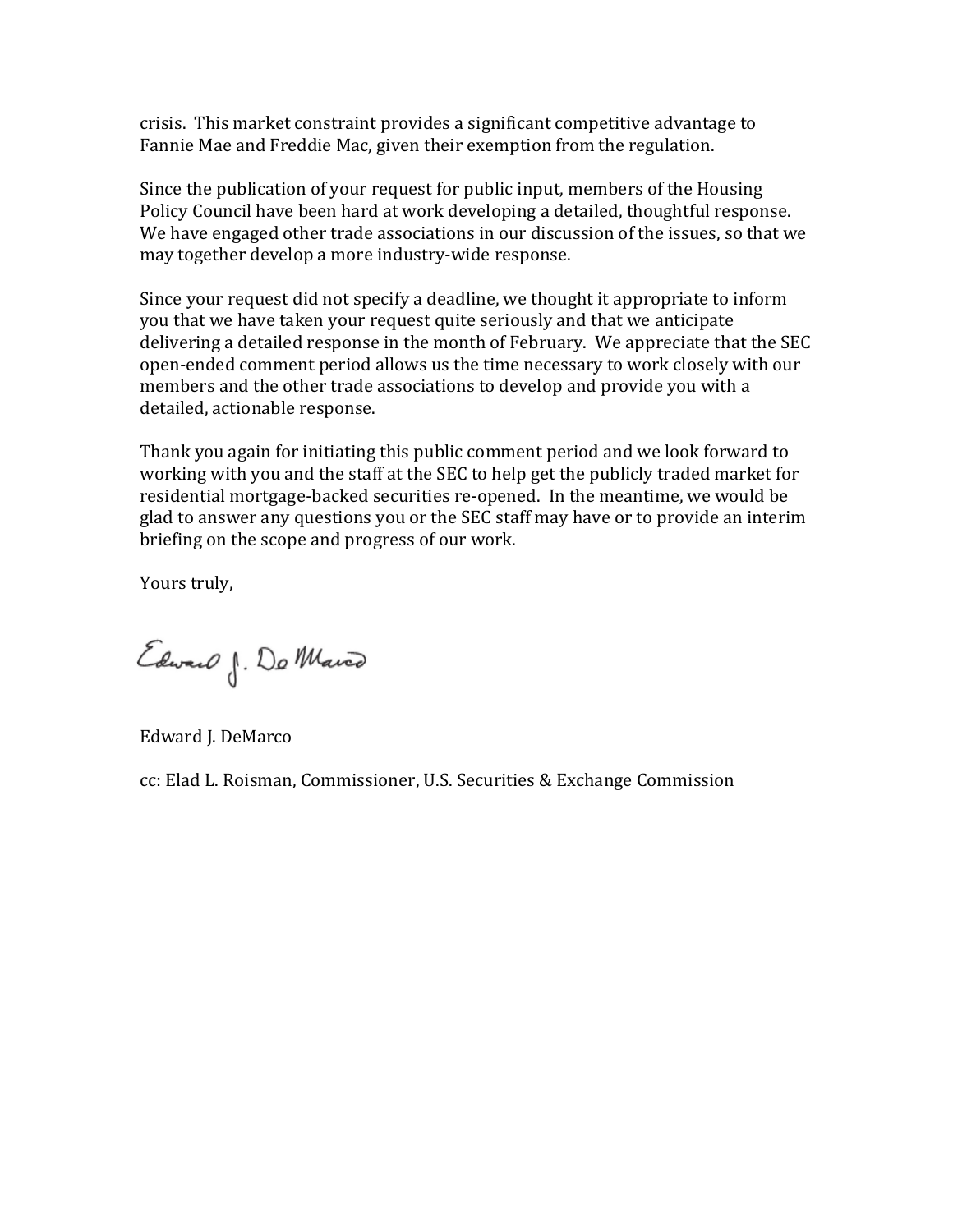crisis. This market constraint provides a significant competitive advantage to Fannie Mae and Freddie Mac, given their exemption from the regulation.

Since the publication of your request for public input, members of the Housing Policy Council have been hard at work developing a detailed, thoughtful response. We have engaged other trade associations in our discussion of the issues, so that we may together develop a more industry-wide response.

Since your request did not specify a deadline, we thought it appropriate to inform you that we have taken your request quite seriously and that we anticipate delivering a detailed response in the month of February. We appreciate that the SEC open-ended comment period allows us the time necessary to work closely with our members and the other trade associations to develop and provide you with a detailed, actionable response.

Thank you again for initiating this public comment period and we look forward to working with you and the staff at the SEC to help get the publicly traded market for residential mortgage-backed securities re-opened. In the meantime, we would be glad to answer any questions you or the SEC staff may have or to provide an interim briefing on the scope and progress of our work.

Yours truly,

Edward J. DeMarco

Edward J. DeMarco

cc: Elad L. Roisman, Commissioner, U.S. Securities & Exchange Commission